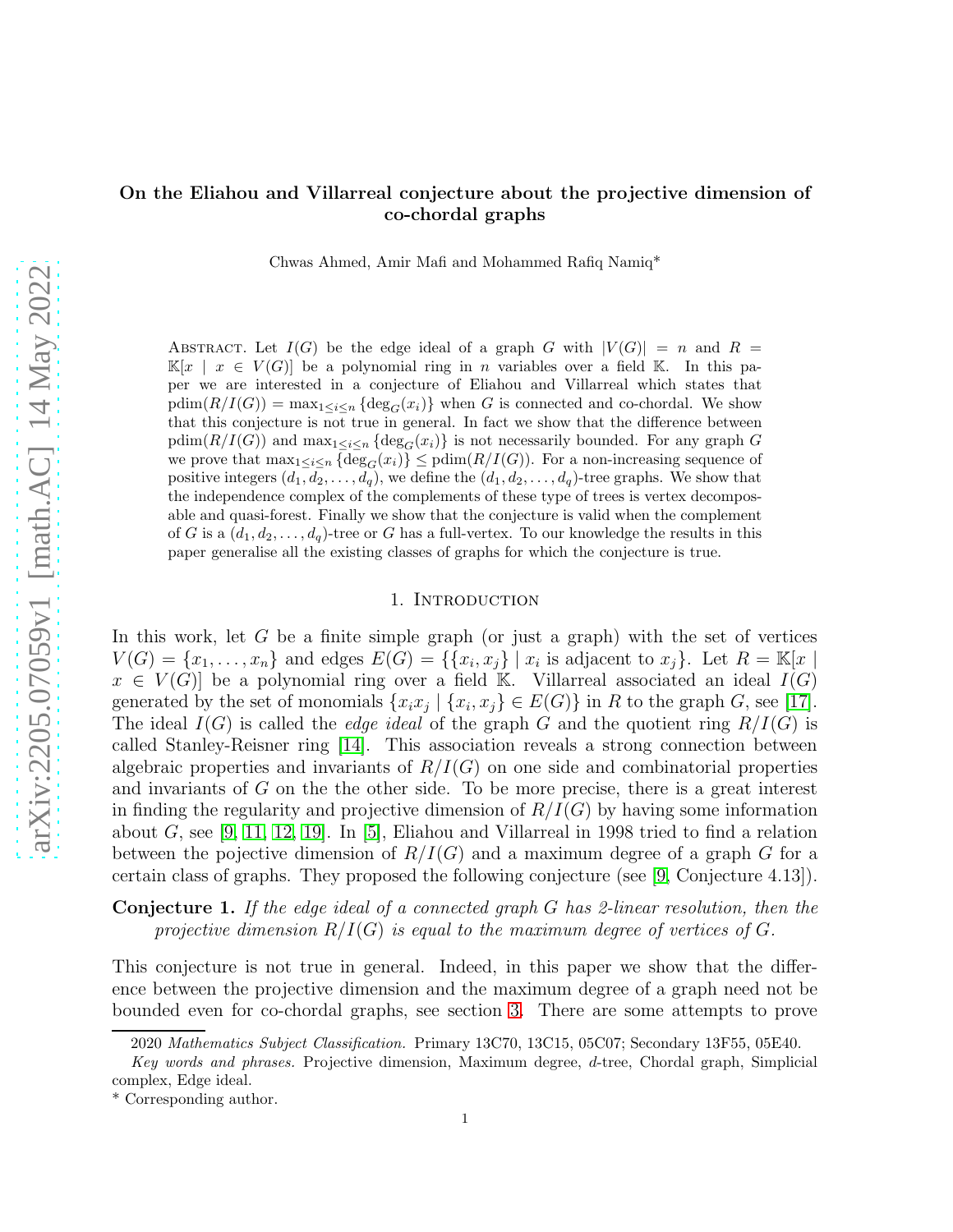# On the Eliahou and Villarreal conjecture about the projective dimension of co-chordal graphs

Chwas Ahmed, Amir Mafi and Mohammed Rafiq Namiq*

Abstract. Let $I(G)$ be the edge ideal of a graph $G$ with $|V(G)| = n$ and $R = \mathbb{K}[x \mid x \in V(G)]$ be a polynomial ring in $n$ variables over a field $\mathbb{K}$. In this paper we are interested in a conjecture of Eliahou and Villarreal which states that $\operatorname{pdim}(R/I(G)) = \max_{1 \leq i \leq n} \{\deg_G(x_i)\}$ when $G$ is connected and co-chordal. We show that this conjecture is not true in general. In fact we show that the difference between $\operatorname{pdim}(R/I(G))$ and $\max_{1 \leq i \leq n} \{\deg_G(x_i)\}$ is not necessarily bounded. For any graph $G$ we prove that $\max_{1 \leq i \leq n} \{\deg_G(x_i)\} \leq \operatorname{pdim}(R/I(G))$. For a non-increasing sequence of positive integers $(d_1, d_2, \dots, d_q)$, we define the $(d_1, d_2, \dots, d_q)$-tree graphs. We show that the independence complex of the complements of these type of trees is vertex decomposable and quasi-forest. Finally we show that the conjecture is valid when the complement of $G$ is a $(d_1, d_2, \dots, d_q)$-tree or $G$ has a full-vertex. To our knowledge the results in this paper generalise all the existing classes of graphs for which the conjecture is true.

## 1. Introduction

In this work, let $G$ be a finite simple graph (or just a graph) with the set of vertices $V(G) = \{x_1, \dots, x_n\}$ and edges $E(G) = \{\{x_i, x_j\} \mid x_i \text{ is adjacent to } x_j\}$. Let $R = \mathbb{K}[x \mid x \in V(G)]$ be a polynomial ring over a field $\mathbb{K}$. Villarreal associated an ideal $I(G)$ generated by the set of monomials $\{x_i x_j \mid \{x_i, x_j\} \in E(G)\}$ in $R$ to the graph $G$, see [17]. The ideal $I(G)$ is called the *edge ideal* of the graph $G$ and the quotient ring $R/I(G)$ is called Stanley-Reisner ring [14]. This association reveals a strong connection between algebraic properties and invariants of $R/I(G)$ on one side and combinatorial properties and invariants of $G$ on the the other side. To be more precise, there is a great interest in finding the regularity and projective dimension of $R/I(G)$ by having some information about $G$, see [9, 11, 12, 19]. In [5], Eliahou and Villarreal in 1998 tried to find a relation between the pojective dimension of $R/I(G)$ and a maximum degree of a graph $G$ for a certain class of graphs. They proposed the following conjecture (see [9, Conjecture 4.13]).

**Conjecture 1.** *If the edge ideal of a connected graph $G$ has 2-linear resolution, then the projective dimension $R/I(G)$ is equal to the maximum degree of vertices of $G$.*

This conjecture is not true in general. Indeed, in this paper we show that the difference between the projective dimension and the maximum degree of a graph need not be bounded even for co-chordal graphs, see section 3. There are some attempts to prove

2020 *Mathematics Subject Classification.* Primary 13C70, 13C15, 05C07; Secondary 13F55, 05E40.

*Key words and phrases.* Projective dimension, Maximum degree, $d$-tree, Chordal graph, Simplicial complex, Edge ideal.

\* Corresponding author.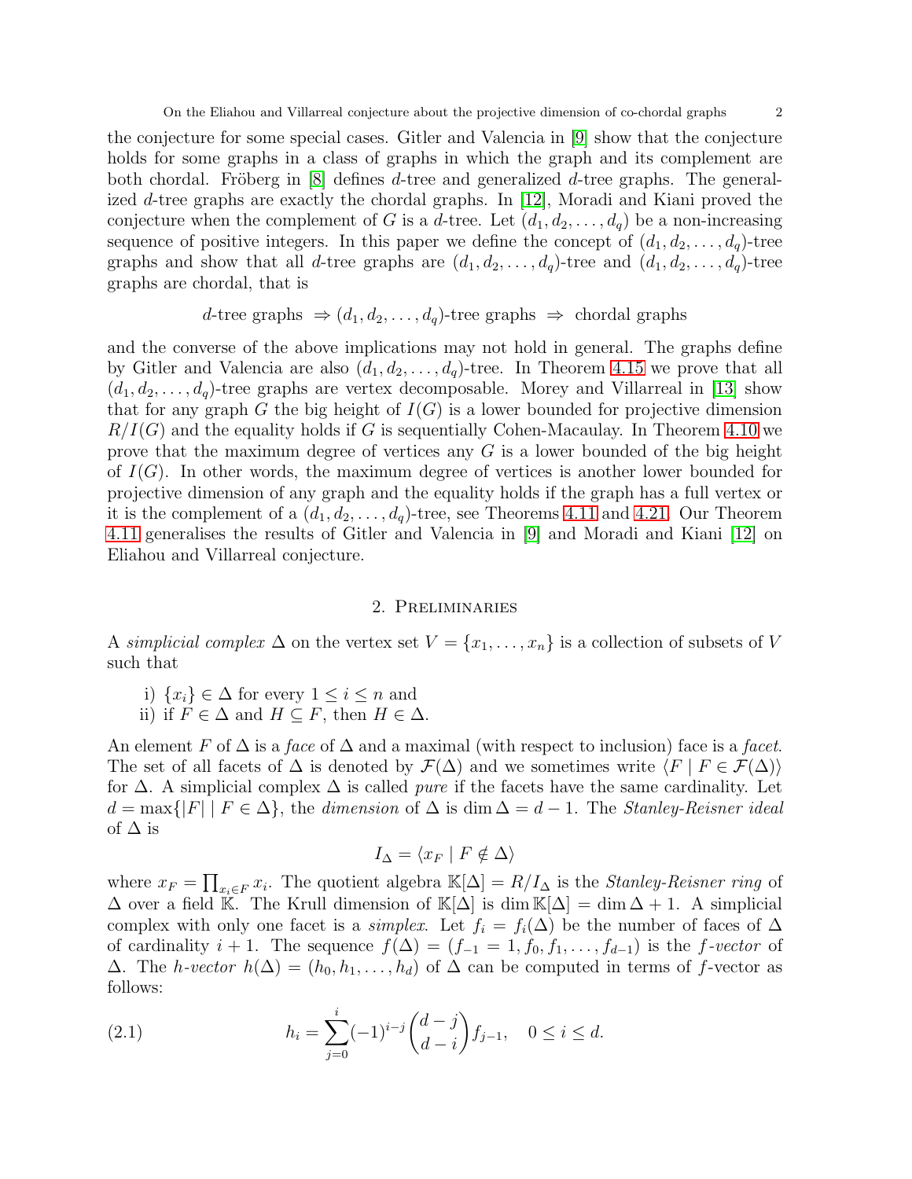the conjecture for some special cases. Gitler and Valencia in [9] show that the conjecture holds for some graphs in a class of graphs in which the graph and its complement are both chordal. Fröberg in [8] defines $d$-tree and generalized $d$-tree graphs. The generalized $d$-tree graphs are exactly the chordal graphs. In [12], Moradi and Kiani proved the conjecture when the complement of $G$ is a $d$-tree. Let $(d_1, d_2, \dots, d_q)$ be a non-increasing sequence of positive integers. In this paper we define the concept of $(d_1, d_2, \dots, d_q)$-tree graphs and show that all $d$-tree graphs are $(d_1, d_2, \dots, d_q)$-tree and $(d_1, d_2, \dots, d_q)$-tree graphs are chordal, that is

$$d\text{-tree graphs } \Rightarrow (d_1, d_2, \dots, d_q)\text{-tree graphs } \Rightarrow \text{ chordal graphs}$$

and the converse of the above implications may not hold in general. The graphs define by Gitler and Valencia are also $(d_1, d_2, \dots, d_q)$-tree. In Theorem 4.15 we prove that all $(d_1, d_2, \dots, d_q)$-tree graphs are vertex decomposable. Morey and Villarreal in [13] show that for any graph $G$ the big height of $I(G)$ is a lower bounded for projective dimension $R/I(G)$ and the equality holds if $G$ is sequentially Cohen-Macaulay. In Theorem 4.10 we prove that the maximum degree of vertices any $G$ is a lower bounded of the big height of $I(G)$. In other words, the maximum degree of vertices is another lower bounded for projective dimension of any graph and the equality holds if the graph has a full vertex or it is the complement of a $(d_1, d_2, \dots, d_q)$-tree, see Theorems 4.11 and 4.21. Our Theorem 4.11 generalises the results of Gitler and Valencia in [9] and Moradi and Kiani [12] on Eliahou and Villarreal conjecture.

## 2. Preliminaries

A *simplicial complex* $\Delta$ on the vertex set $V = \{x_1, \dots, x_n\}$ is a collection of subsets of $V$ such that

i) $\{x_i\} \in \Delta$ for every $1 \leq i \leq n$ and
ii) if $F \in \Delta$ and $H \subseteq F$, then $H \in \Delta$.

An element $F$ of $\Delta$ is a *face* of $\Delta$ and a maximal (with respect to inclusion) face is a *facet*. The set of all facets of $\Delta$ is denoted by $\mathcal{F}(\Delta)$ and we sometimes write $\langle F \mid F \in \mathcal{F}(\Delta) \rangle$ for $\Delta$. A simplicial complex $\Delta$ is called *pure* if the facets have the same cardinality. Let $d = \max\{|F| \mid F \in \Delta\}$, the *dimension* of $\Delta$ is $\dim \Delta = d - 1$. The *Stanley-Reisner ideal* of $\Delta$ is

$$I_\Delta = \langle x_F \mid F \notin \Delta \rangle$$

where $x_F = \prod_{x_i \in F} x_i$. The quotient algebra $\mathbb{K}[\Delta] = R/I_\Delta$ is the *Stanley-Reisner ring* of $\Delta$ over a field $\mathbb{K}$. The Krull dimension of $\mathbb{K}[\Delta]$ is $\dim \mathbb{K}[\Delta] = \dim \Delta + 1$. A simplicial complex with only one facet is a *simplex*. Let $f_i = f_i(\Delta)$ be the number of faces of $\Delta$ of cardinality $i + 1$. The sequence $f(\Delta) = (f_{-1} = 1, f_0, f_1, \dots, f_{d-1})$ is the *f-vector* of $\Delta$. The *h-vector* $h(\Delta) = (h_0, h_1, \dots, h_d)$ of $\Delta$ can be computed in terms of $f$-vector as follows:

$$h_i = \sum_{j=0}^{i} (-1)^{i-j} \binom{d-j}{d-i} f_{j-1}, \quad 0 \leq i \leq d. \tag{2.1}$$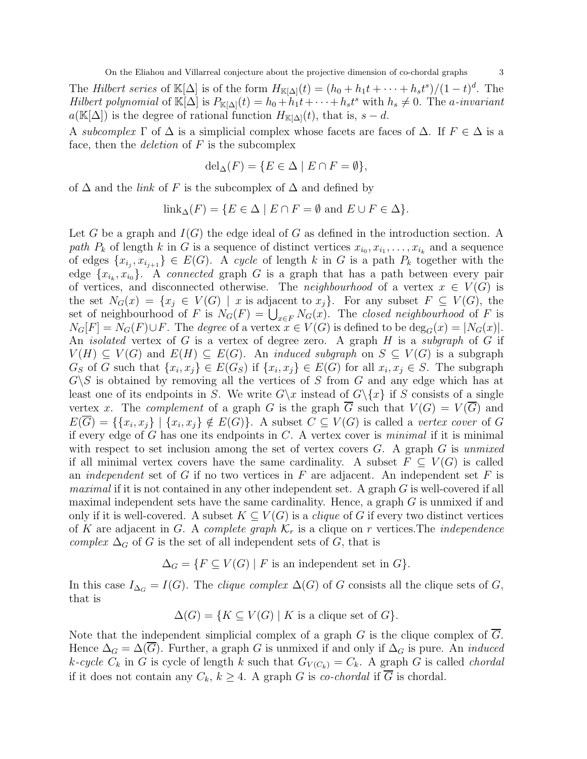The *Hilbert series* of $\mathbb{K}[\Delta]$ is of the form $H_{\mathbb{K}[\Delta]}(t) = (h_0 + h_1 t + \cdots + h_s t^s)/(1-t)^d$. The *Hilbert polynomial* of $\mathbb{K}[\Delta]$ is $P_{\mathbb{K}[\Delta]}(t) = h_0 + h_1 t + \cdots + h_s t^s$ with $h_s \neq 0$. The *a-invariant* $a(\mathbb{K}[\Delta])$ is the degree of rational function $H_{\mathbb{K}[\Delta]}(t)$, that is, $s - d$.

A *subcomplex* $\Gamma$ of $\Delta$ is a simplicial complex whose facets are faces of $\Delta$. If $F \in \Delta$ is a face, then the *deletion* of $F$ is the subcomplex

$$\operatorname{del}_\Delta(F) = \{E \in \Delta \mid E \cap F = \emptyset\},$$

of $\Delta$ and the *link* of $F$ is the subcomplex of $\Delta$ and defined by

$$\operatorname{link}_\Delta(F) = \{E \in \Delta \mid E \cap F = \emptyset \text{ and } E \cup F \in \Delta\}.$$

Let $G$ be a graph and $I(G)$ the edge ideal of $G$ as defined in the introduction section. A *path* $P_k$ of length $k$ in $G$ is a sequence of distinct vertices $x_{i_0}, x_{i_1}, \ldots, x_{i_k}$ and a sequence of edges $\{x_{i_j}, x_{i_{j+1}}\} \in E(G)$. A *cycle* of length $k$ in $G$ is a path $P_k$ together with the edge $\{x_{i_k}, x_{i_0}\}$. A *connected* graph $G$ is a graph that has a path between every pair of vertices, and disconnected otherwise. The *neighbourhood* of a vertex $x \in V(G)$ is the set $N_G(x) = \{x_j \in V(G) \mid x \text{ is adjacent to } x_j\}$. For any subset $F \subseteq V(G)$, the set of neighbourhood of $F$ is $N_G(F) = \bigcup_{x \in F} N_G(x)$. The *closed neighbourhood* of $F$ is $N_G[F] = N_G(F) \cup F$. The *degree* of a vertex $x \in V(G)$ is defined to be $\deg_G(x) = |N_G(x)|$. An *isolated* vertex of $G$ is a vertex of degree zero. A graph $H$ is a *subgraph* of $G$ if $V(H) \subseteq V(G)$ and $E(H) \subseteq E(G)$. An *induced subgraph* on $S \subseteq V(G)$ is a subgraph $G_S$ of $G$ such that $\{x_i, x_j\} \in E(G_S)$ if $\{x_i, x_j\} \in E(G)$ for all $x_i, x_j \in S$. The subgraph $G \backslash S$ is obtained by removing all the vertices of $S$ from $G$ and any edge which has at least one of its endpoints in $S$. We write $G \backslash x$ instead of $G \backslash \{x\}$ if $S$ consists of a single vertex $x$. The *complement* of a graph $G$ is the graph $\overline{G}$ such that $V(G) = V(\overline{G})$ and $E(\overline{G}) = \{\{x_i, x_j\} \mid \{x_i, x_j\} \notin E(G)\}$. A subset $C \subseteq V(G)$ is called a *vertex cover* of $G$ if every edge of $G$ has one its endpoints in $C$. A vertex cover is *minimal* if it is minimal with respect to set inclusion among the set of vertex covers $G$. A graph $G$ is *unmixed* if all minimal vertex covers have the same cardinality. A subset $F \subseteq V(G)$ is called an *independent* set of $G$ if no two vertices in $F$ are adjacent. An independent set $F$ is *maximal* if it is not contained in any other independent set. A graph $G$ is well-covered if all maximal independent sets have the same cardinality. Hence, a graph $G$ is unmixed if and only if it is well-covered. A subset $K \subseteq V(G)$ is a *clique* of $G$ if every two distinct vertices of $K$ are adjacent in $G$. A *complete graph* $\mathcal{K}_r$ is a clique on $r$ vertices.The *independence complex* $\Delta_G$ of $G$ is the set of all independent sets of $G$, that is

$$\Delta_G = \{F \subseteq V(G) \mid F \text{ is an independent set in } G\}.$$

In this case $I_{\Delta_G} = I(G)$. The *clique complex* $\Delta(G)$ of $G$ consists all the clique sets of $G$, that is

$$\Delta(G) = \{K \subseteq V(G) \mid K \text{ is a clique set of } G\}.$$

Note that the independent simplicial complex of a graph $G$ is the clique complex of $\overline{G}$. Hence $\Delta_G = \Delta(\overline{G})$. Further, a graph $G$ is unmixed if and only if $\Delta_G$ is pure. An *induced* $k$*-cycle* $C_k$ in $G$ is cycle of length $k$ such that $G_{V(C_k)} = C_k$. A graph $G$ is called *chordal* if it does not contain any $C_k$, $k \geq 4$. A graph $G$ is *co-chordal* if $\overline{G}$ is chordal.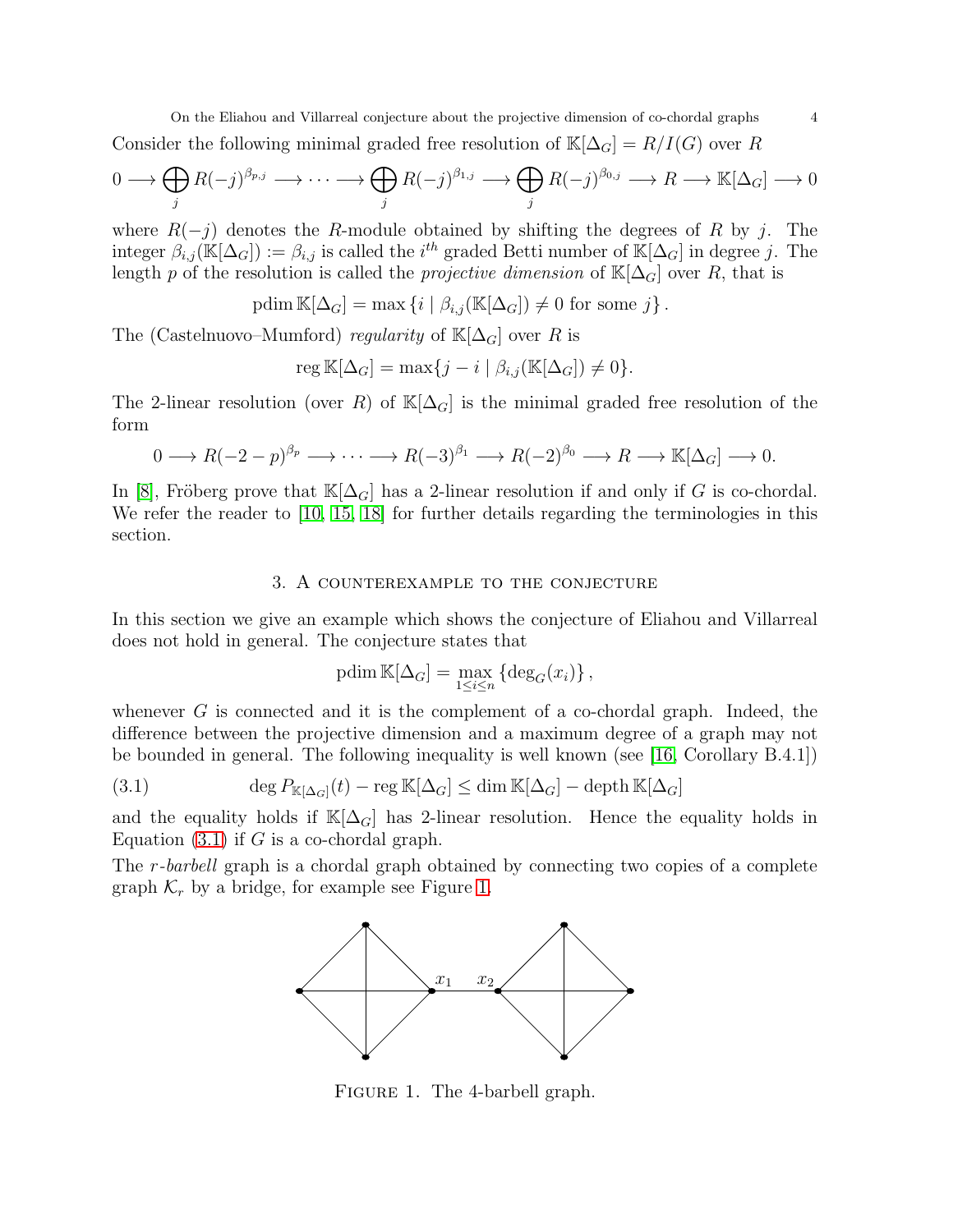Consider the following minimal graded free resolution of $\mathbb{K}[\Delta_G] = R/I(G)$ over $R$

$$0 \longrightarrow \bigoplus_j R(-j)^{\beta_{p,j}} \longrightarrow \cdots \longrightarrow \bigoplus_j R(-j)^{\beta_{1,j}} \longrightarrow \bigoplus_j R(-j)^{\beta_{0,j}} \longrightarrow R \longrightarrow \mathbb{K}[\Delta_G] \longrightarrow 0$$

where $R(-j)$ denotes the $R$-module obtained by shifting the degrees of $R$ by $j$. The integer $\beta_{i,j}(\mathbb{K}[\Delta_G]) := \beta_{i,j}$ is called the $i^{th}$ graded Betti number of $\mathbb{K}[\Delta_G]$ in degree $j$. The length $p$ of the resolution is called the *projective dimension* of $\mathbb{K}[\Delta_G]$ over $R$, that is

$$\operatorname{pdim} \mathbb{K}[\Delta_G] = \max \{i \mid \beta_{i,j}(\mathbb{K}[\Delta_G]) \neq 0 \text{ for some } j\}.$$

The (Castelnuovo–Mumford) *regularity* of $\mathbb{K}[\Delta_G]$ over $R$ is

$$\operatorname{reg} \mathbb{K}[\Delta_G] = \max\{j - i \mid \beta_{i,j}(\mathbb{K}[\Delta_G]) \neq 0\}.$$

The 2-linear resolution (over $R$) of $\mathbb{K}[\Delta_G]$ is the minimal graded free resolution of the form

$$0 \longrightarrow R(-2-p)^{\beta_p} \longrightarrow \cdots \longrightarrow R(-3)^{\beta_1} \longrightarrow R(-2)^{\beta_0} \longrightarrow R \longrightarrow \mathbb{K}[\Delta_G] \longrightarrow 0.$$

In [8], Fröberg prove that $\mathbb{K}[\Delta_G]$ has a 2-linear resolution if and only if $G$ is co-chordal. We refer the reader to [10, 15, 18] for further details regarding the terminologies in this section.

## 3. A counterexample to the conjecture

In this section we give an example which shows the conjecture of Eliahou and Villarreal does not hold in general. The conjecture states that

$$\operatorname{pdim} \mathbb{K}[\Delta_G] = \max_{1 \leq i \leq n} \{\deg_G(x_i)\},$$

whenever $G$ is connected and it is the complement of a co-chordal graph. Indeed, the difference between the projective dimension and a maximum degree of a graph may not be bounded in general. The following inequality is well known (see [16, Corollary B.4.1])

$$\deg P_{\mathbb{K}[\Delta_G]}(t) - \operatorname{reg} \mathbb{K}[\Delta_G] \leq \dim \mathbb{K}[\Delta_G] - \operatorname{depth} \mathbb{K}[\Delta_G] \tag{3.1}$$

and the equality holds if $\mathbb{K}[\Delta_G]$ has 2-linear resolution. Hence the equality holds in Equation (3.1) if $G$ is a co-chordal graph.

The *r-barbell* graph is a chordal graph obtained by connecting two copies of a complete graph $\mathcal{K}_r$ by a bridge, for example see Figure 1.

Figure 1. The 4-barbell graph.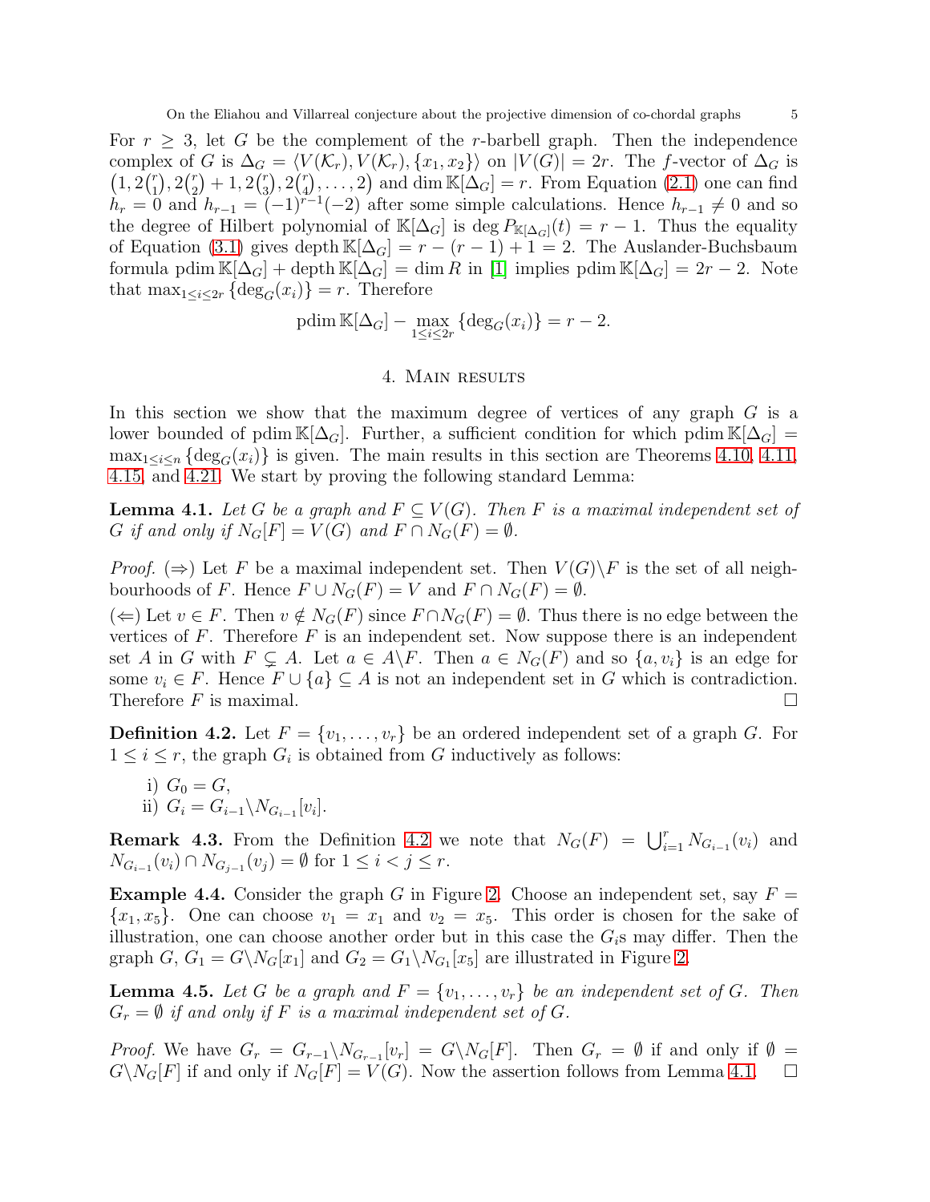For $r \geq 3$, let $G$ be the complement of the $r$-barbell graph. Then the independence complex of $G$ is $\Delta_G = \langle V(\mathcal{K}_r), V(\mathcal{K}_r), \{x_1, x_2\}\rangle$ on $|V(G)| = 2r$. The $f$-vector of $\Delta_G$ is $\left(1, 2\binom{r}{1}, 2\binom{r}{2}+1, 2\binom{r}{3}, 2\binom{r}{4}, \ldots, 2\right)$ and $\dim \mathbb{K}[\Delta_G] = r$. From Equation (2.1) one can find $h_r = 0$ and $h_{r-1} = (-1)^{r-1}(-2)$ after some simple calculations. Hence $h_{r-1} \neq 0$ and so the degree of Hilbert polynomial of $\mathbb{K}[\Delta_G]$ is $\deg P_{\mathbb{K}[\Delta_G]}(t) = r-1$. Thus the equality of Equation (3.1) gives $\operatorname{depth} \mathbb{K}[\Delta_G] = r - (r-1) + 1 = 2$. The Auslander-Buchsbaum formula $\operatorname{pdim} \mathbb{K}[\Delta_G] + \operatorname{depth} \mathbb{K}[\Delta_G] = \dim R$ in [1] implies $\operatorname{pdim} \mathbb{K}[\Delta_G] = 2r-2$. Note that $\max_{1\leq i\leq 2r}\{\deg_G(x_i)\} = r$. Therefore

$$\operatorname{pdim} \mathbb{K}[\Delta_G] - \max_{1\leq i\leq 2r}\{\deg_G(x_i)\} = r-2.$$

## 4. Main results

In this section we show that the maximum degree of vertices of any graph $G$ is a lower bounded of $\operatorname{pdim} \mathbb{K}[\Delta_G]$. Further, a sufficient condition for which $\operatorname{pdim} \mathbb{K}[\Delta_G] = \max_{1\leq i\leq n}\{\deg_G(x_i)\}$ is given. The main results in this section are Theorems 4.10, 4.11, 4.15, and 4.21. We start by proving the following standard Lemma:

**Lemma 4.1.** *Let $G$ be a graph and $F \subseteq V(G)$. Then $F$ is a maximal independent set of $G$ if and only if $N_G[F] = V(G)$ and $F \cap N_G(F) = \emptyset$.*

*Proof.* ($\Rightarrow$) Let $F$ be a maximal independent set. Then $V(G)\backslash F$ is the set of all neighbourhoods of $F$. Hence $F \cup N_G(F) = V$ and $F \cap N_G(F) = \emptyset$.

($\Leftarrow$) Let $v \in F$. Then $v \notin N_G(F)$ since $F \cap N_G(F) = \emptyset$. Thus there is no edge between the vertices of $F$. Therefore $F$ is an independent set. Now suppose there is an independent set $A$ in $G$ with $F \subsetneq A$. Let $a \in A\backslash F$. Then $a \in N_G(F)$ and so $\{a, v_i\}$ is an edge for some $v_i \in F$. Hence $F \cup \{a\} \subseteq A$ is not an independent set in $G$ which is contradiction. Therefore $F$ is maximal. $\square$

**Definition 4.2.** Let $F = \{v_1, \ldots, v_r\}$ be an ordered independent set of a graph $G$. For $1 \leq i \leq r$, the graph $G_i$ is obtained from $G$ inductively as follows:

i) $G_0 = G$,
ii) $G_i = G_{i-1}\backslash N_{G_{i-1}}[v_i]$.

**Remark 4.3.** From the Definition 4.2 we note that $N_G(F) = \bigcup_{i=1}^{r} N_{G_{i-1}}(v_i)$ and $N_{G_{i-1}}(v_i) \cap N_{G_{j-1}}(v_j) = \emptyset$ for $1 \leq i < j \leq r$.

**Example 4.4.** Consider the graph $G$ in Figure 2. Choose an independent set, say $F = \{x_1, x_5\}$. One can choose $v_1 = x_1$ and $v_2 = x_5$. This order is chosen for the sake of illustration, one can choose another order but in this case the $G_i$s may differ. Then the graph $G$, $G_1 = G\backslash N_G[x_1]$ and $G_2 = G_1\backslash N_{G_1}[x_5]$ are illustrated in Figure 2.

**Lemma 4.5.** *Let $G$ be a graph and $F = \{v_1, \ldots, v_r\}$ be an independent set of $G$. Then $G_r = \emptyset$ if and only if $F$ is a maximal independent set of $G$.*

*Proof.* We have $G_r = G_{r-1}\backslash N_{G_{r-1}}[v_r] = G\backslash N_G[F]$. Then $G_r = \emptyset$ if and only if $\emptyset = G\backslash N_G[F]$ if and only if $N_G[F] = V(G)$. Now the assertion follows from Lemma 4.1. $\square$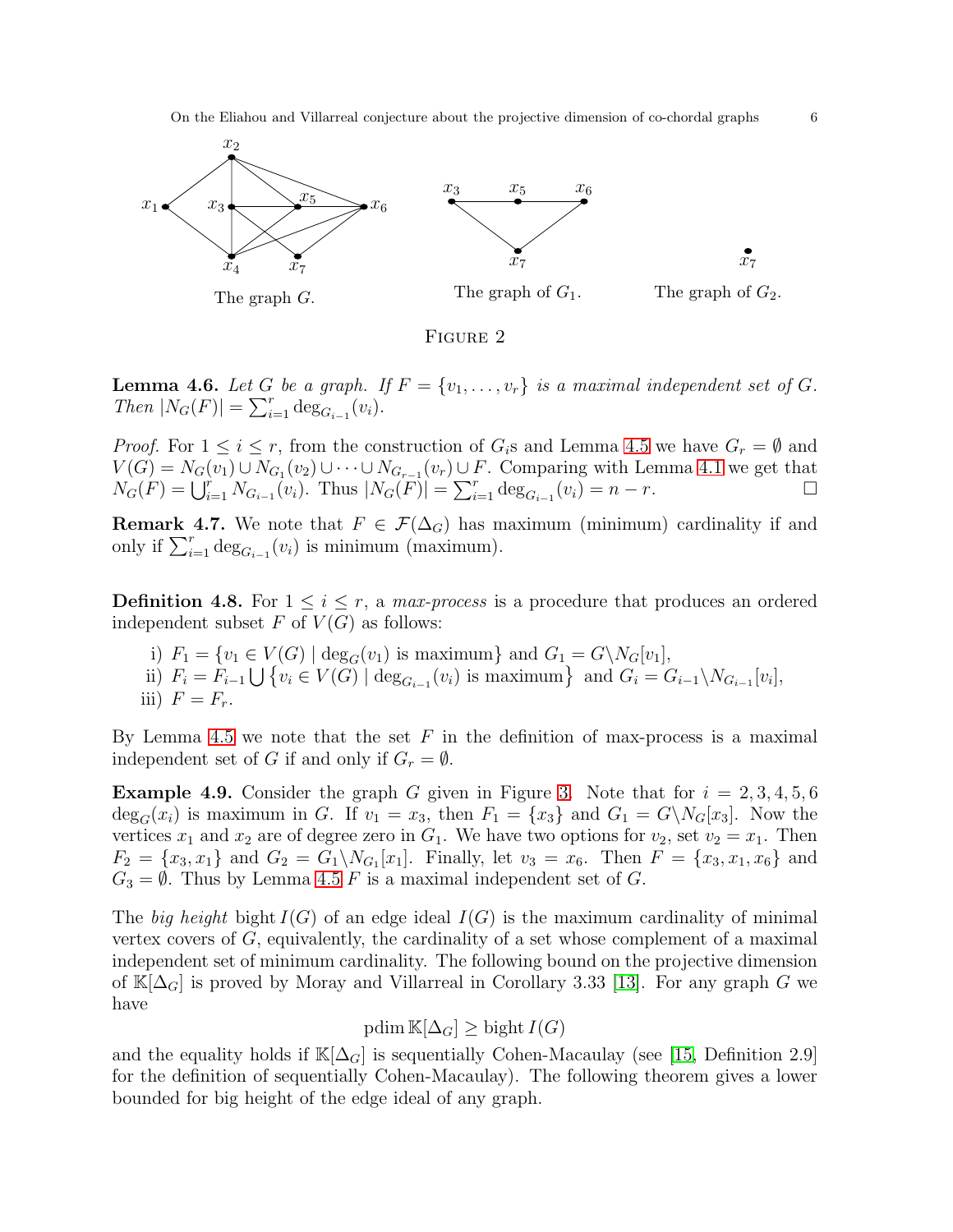The graph $G$.

The graph of $G_1$.

The graph of $G_2$.

FIGURE 2

**Lemma 4.6.** *Let $G$ be a graph. If $F = \{v_1, \ldots, v_r\}$ is a maximal independent set of $G$. Then $|N_G(F)| = \sum_{i=1}^{r} \deg_{G_{i-1}}(v_i)$.*

*Proof.* For $1 \leq i \leq r$, from the construction of $G_i$s and Lemma 4.5 we have $G_r = \emptyset$ and $V(G) = N_G(v_1) \cup N_{G_1}(v_2) \cup \cdots \cup N_{G_{r-1}}(v_r) \cup F$. Comparing with Lemma 4.1 we get that $N_G(F) = \bigcup_{i=1}^{r} N_{G_{i-1}}(v_i)$. Thus $|N_G(F)| = \sum_{i=1}^{r} \deg_{G_{i-1}}(v_i) = n - r$. □

**Remark 4.7.** We note that $F \in \mathcal{F}(\Delta_G)$ has maximum (minimum) cardinality if and only if $\sum_{i=1}^{r} \deg_{G_{i-1}}(v_i)$ is minimum (maximum).

**Definition 4.8.** For $1 \leq i \leq r$, a *max-process* is a procedure that produces an ordered independent subset $F$ of $V(G)$ as follows:

i) $F_1 = \{v_1 \in V(G) \mid \deg_G(v_1) \text{ is maximum}\}$ and $G_1 = G \backslash N_G[v_1]$,
ii) $F_i = F_{i-1} \bigcup \{v_i \in V(G) \mid \deg_{G_{i-1}}(v_i) \text{ is maximum}\}$ and $G_i = G_{i-1} \backslash N_{G_{i-1}}[v_i]$,
iii) $F = F_r$.

By Lemma 4.5 we note that the set $F$ in the definition of max-process is a maximal independent set of $G$ if and only if $G_r = \emptyset$.

**Example 4.9.** Consider the graph $G$ given in Figure 3. Note that for $i = 2, 3, 4, 5, 6$ $\deg_G(x_i)$ is maximum in $G$. If $v_1 = x_3$, then $F_1 = \{x_3\}$ and $G_1 = G \backslash N_G[x_3]$. Now the vertices $x_1$ and $x_2$ are of degree zero in $G_1$. We have two options for $v_2$, set $v_2 = x_1$. Then $F_2 = \{x_3, x_1\}$ and $G_2 = G_1 \backslash N_{G_1}[x_1]$. Finally, let $v_3 = x_6$. Then $F = \{x_3, x_1, x_6\}$ and $G_3 = \emptyset$. Thus by Lemma 4.5 $F$ is a maximal independent set of $G$.

The *big height* bight $I(G)$ of an edge ideal $I(G)$ is the maximum cardinality of minimal vertex covers of $G$, equivalently, the cardinality of a set whose complement of a maximal independent set of minimum cardinality. The following bound on the projective dimension of $\mathbb{K}[\Delta_G]$ is proved by Moray and Villarreal in Corollary 3.33 [13]. For any graph $G$ we have

$$\operatorname{pdim} \mathbb{K}[\Delta_G] \geq \operatorname{bight} I(G)$$

and the equality holds if $\mathbb{K}[\Delta_G]$ is sequentially Cohen-Macaulay (see [15, Definition 2.9] for the definition of sequentially Cohen-Macaulay). The following theorem gives a lower bounded for big height of the edge ideal of any graph.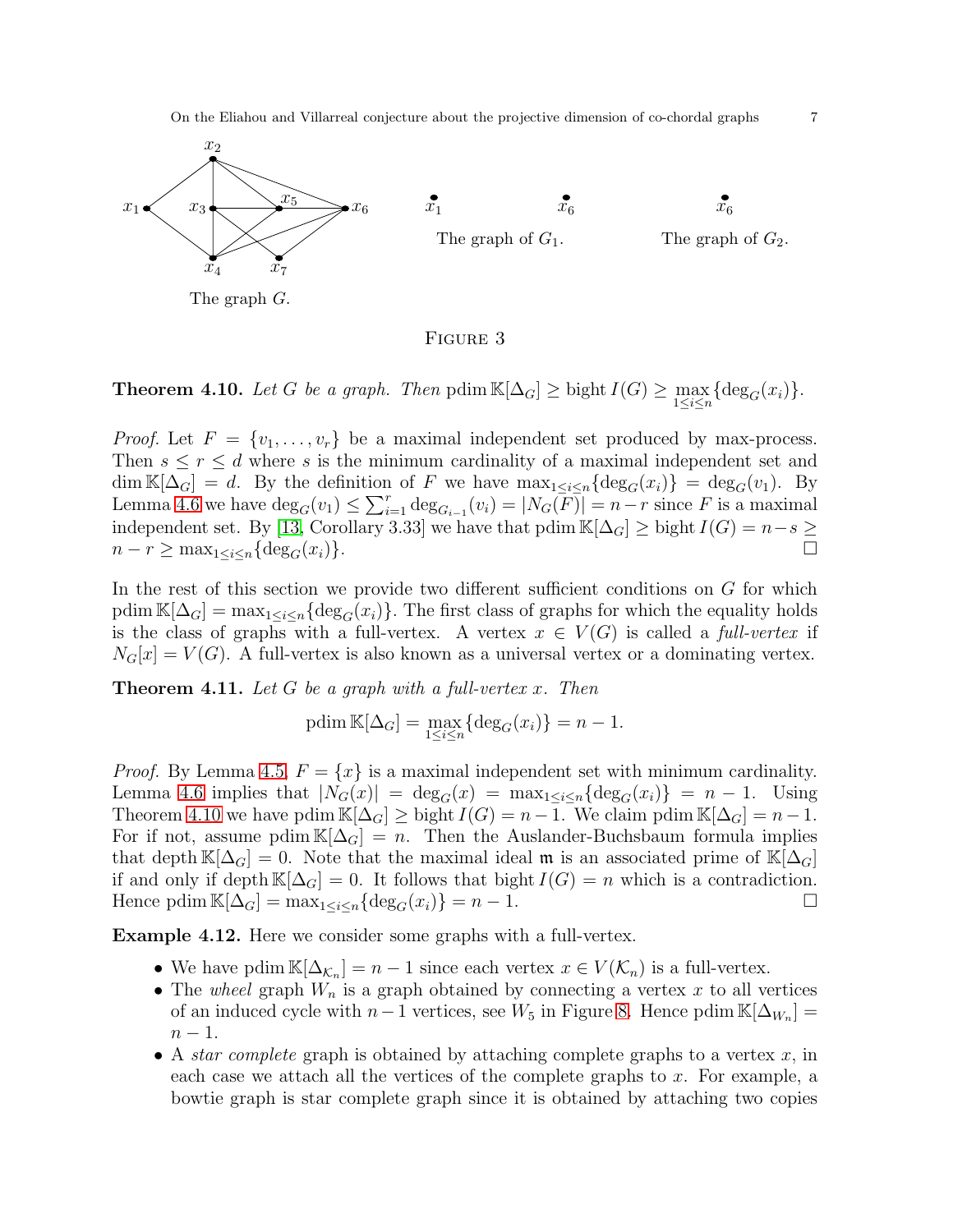The graph $G$. The graph of $G_1$. The graph of $G_2$.

FIGURE 3

**Theorem 4.10.** *Let $G$ be a graph. Then* $\operatorname{pdim} \mathbb{K}[\Delta_G] \geq \operatorname{bight} I(G) \geq \max_{1\leq i\leq n}\{\deg_G(x_i)\}$.

*Proof.* Let $F = \{v_1, \ldots, v_r\}$ be a maximal independent set produced by max-process. Then $s \leq r \leq d$ where $s$ is the minimum cardinality of a maximal independent set and $\dim \mathbb{K}[\Delta_G] = d$. By the definition of $F$ we have $\max_{1\leq i\leq n}\{\deg_G(x_i)\} = \deg_G(v_1)$. By Lemma 4.6 we have $\deg_G(v_1) \leq \sum_{i=1}^{r} \deg_{G_{i-1}}(v_i) = |N_G(F)| = n-r$ since $F$ is a maximal independent set. By [13, Corollary 3.33] we have that $\operatorname{pdim} \mathbb{K}[\Delta_G] \geq \operatorname{bight} I(G) = n-s \geq n-r \geq \max_{1\leq i\leq n}\{\deg_G(x_i)\}$. □

In the rest of this section we provide two different sufficient conditions on $G$ for which $\operatorname{pdim} \mathbb{K}[\Delta_G] = \max_{1\leq i\leq n}\{\deg_G(x_i)\}$. The first class of graphs for which the equality holds is the class of graphs with a full-vertex. A vertex $x \in V(G)$ is called a *full-vertex* if $N_G[x] = V(G)$. A full-vertex is also known as a universal vertex or a dominating vertex.

**Theorem 4.11.** *Let $G$ be a graph with a full-vertex $x$. Then*

$$\operatorname{pdim} \mathbb{K}[\Delta_G] = \max_{1\leq i\leq n}\{\deg_G(x_i)\} = n-1.$$

*Proof.* By Lemma 4.5, $F = \{x\}$ is a maximal independent set with minimum cardinality. Lemma 4.6 implies that $|N_G(x)| = \deg_G(x) = \max_{1\leq i\leq n}\{\deg_G(x_i)\} = n-1$. Using Theorem 4.10 we have $\operatorname{pdim} \mathbb{K}[\Delta_G] \geq \operatorname{bight} I(G) = n-1$. We claim $\operatorname{pdim} \mathbb{K}[\Delta_G] = n-1$. For if not, assume $\operatorname{pdim} \mathbb{K}[\Delta_G] = n$. Then the Auslander-Buchsbaum formula implies that $\operatorname{depth} \mathbb{K}[\Delta_G] = 0$. Note that the maximal ideal $\mathfrak{m}$ is an associated prime of $\mathbb{K}[\Delta_G]$ if and only if $\operatorname{depth} \mathbb{K}[\Delta_G] = 0$. It follows that $\operatorname{bight} I(G) = n$ which is a contradiction. Hence $\operatorname{pdim} \mathbb{K}[\Delta_G] = \max_{1\leq i\leq n}\{\deg_G(x_i)\} = n-1$. □

**Example 4.12.** Here we consider some graphs with a full-vertex.

- We have $\operatorname{pdim} \mathbb{K}[\Delta_{\mathcal{K}_n}] = n-1$ since each vertex $x \in V(\mathcal{K}_n)$ is a full-vertex.
- The *wheel* graph $W_n$ is a graph obtained by connecting a vertex $x$ to all vertices of an induced cycle with $n-1$ vertices, see $W_5$ in Figure 8. Hence $\operatorname{pdim} \mathbb{K}[\Delta_{W_n}] = n-1$.
- A *star complete* graph is obtained by attaching complete graphs to a vertex $x$, in each case we attach all the vertices of the complete graphs to $x$. For example, a bowtie graph is star complete graph since it is obtained by attaching two copies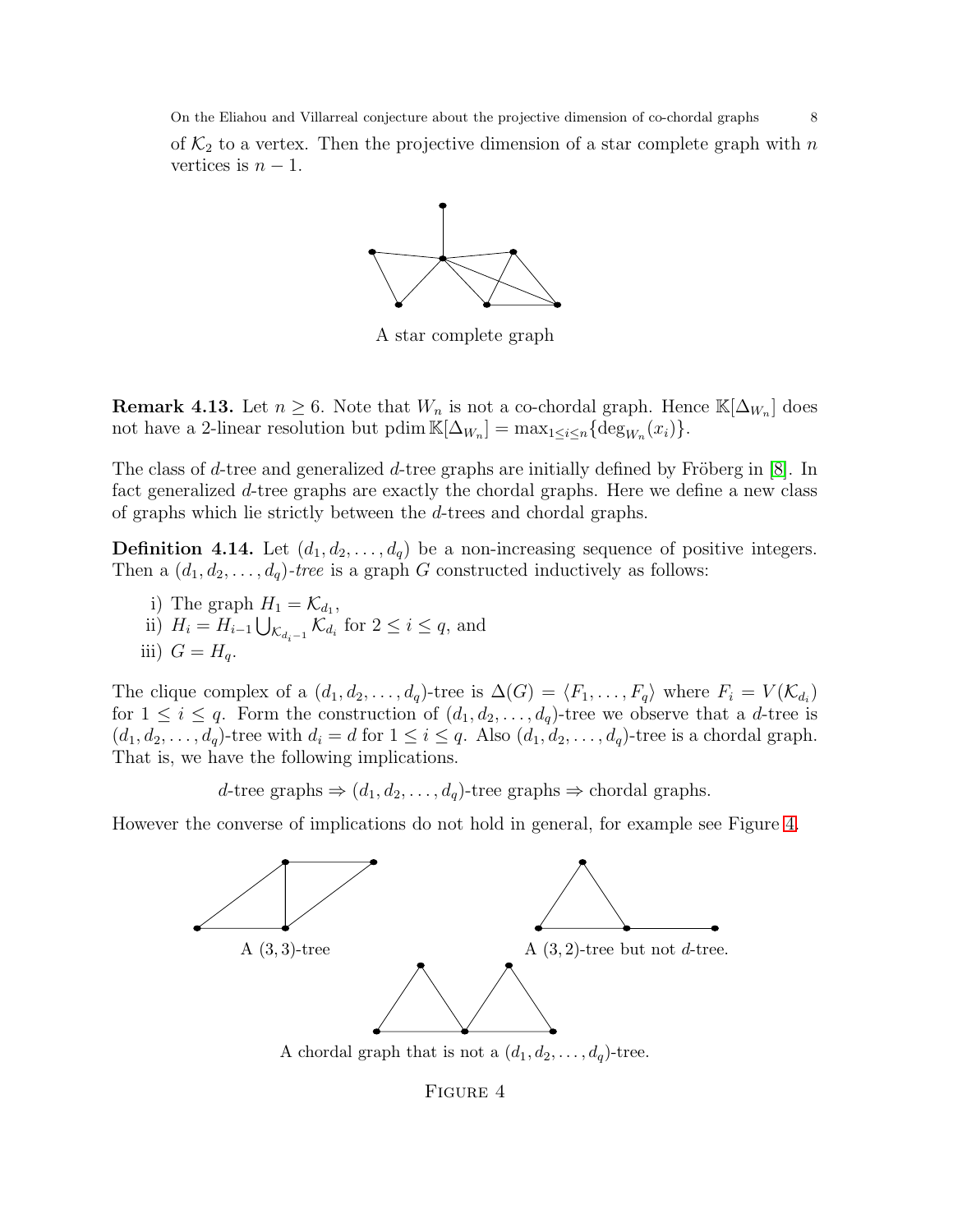of $\mathcal{K}_2$ to a vertex. Then the projective dimension of a star complete graph with $n$ vertices is $n-1$.

A star complete graph

**Remark 4.13.** Let $n \geq 6$. Note that $W_n$ is not a co-chordal graph. Hence $\mathbb{K}[\Delta_{W_n}]$ does not have a 2-linear resolution but $\operatorname{pdim} \mathbb{K}[\Delta_{W_n}] = \max_{1 \leq i \leq n}\{\deg_{W_n}(x_i)\}$.

The class of $d$-tree and generalized $d$-tree graphs are initially defined by Fröberg in [8]. In fact generalized $d$-tree graphs are exactly the chordal graphs. Here we define a new class of graphs which lie strictly between the $d$-trees and chordal graphs.

**Definition 4.14.** Let $(d_1, d_2, \ldots, d_q)$ be a non-increasing sequence of positive integers. Then a $(d_1, d_2, \ldots, d_q)$-*tree* is a graph $G$ constructed inductively as follows:

i) The graph $H_1 = \mathcal{K}_{d_1}$,
ii) $H_i = H_{i-1} \bigcup_{\mathcal{K}_{d_i - 1}} \mathcal{K}_{d_i}$ for $2 \leq i \leq q$, and
iii) $G = H_q$.

The clique complex of a $(d_1, d_2, \ldots, d_q)$-tree is $\Delta(G) = \langle F_1, \ldots, F_q \rangle$ where $F_i = V(\mathcal{K}_{d_i})$ for $1 \leq i \leq q$. Form the construction of $(d_1, d_2, \ldots, d_q)$-tree we observe that a $d$-tree is $(d_1, d_2, \ldots, d_q)$-tree with $d_i = d$ for $1 \leq i \leq q$. Also $(d_1, d_2, \ldots, d_q)$-tree is a chordal graph. That is, we have the following implications.

$$d\text{-tree graphs} \Rightarrow (d_1, d_2, \ldots, d_q)\text{-tree graphs} \Rightarrow \text{chordal graphs}.$$

However the converse of implications do not hold in general, for example see Figure 4.

A $(3,3)$-tree

A $(3,2)$-tree but not $d$-tree.

A chordal graph that is not a $(d_1, d_2, \ldots, d_q)$-tree.

Figure 4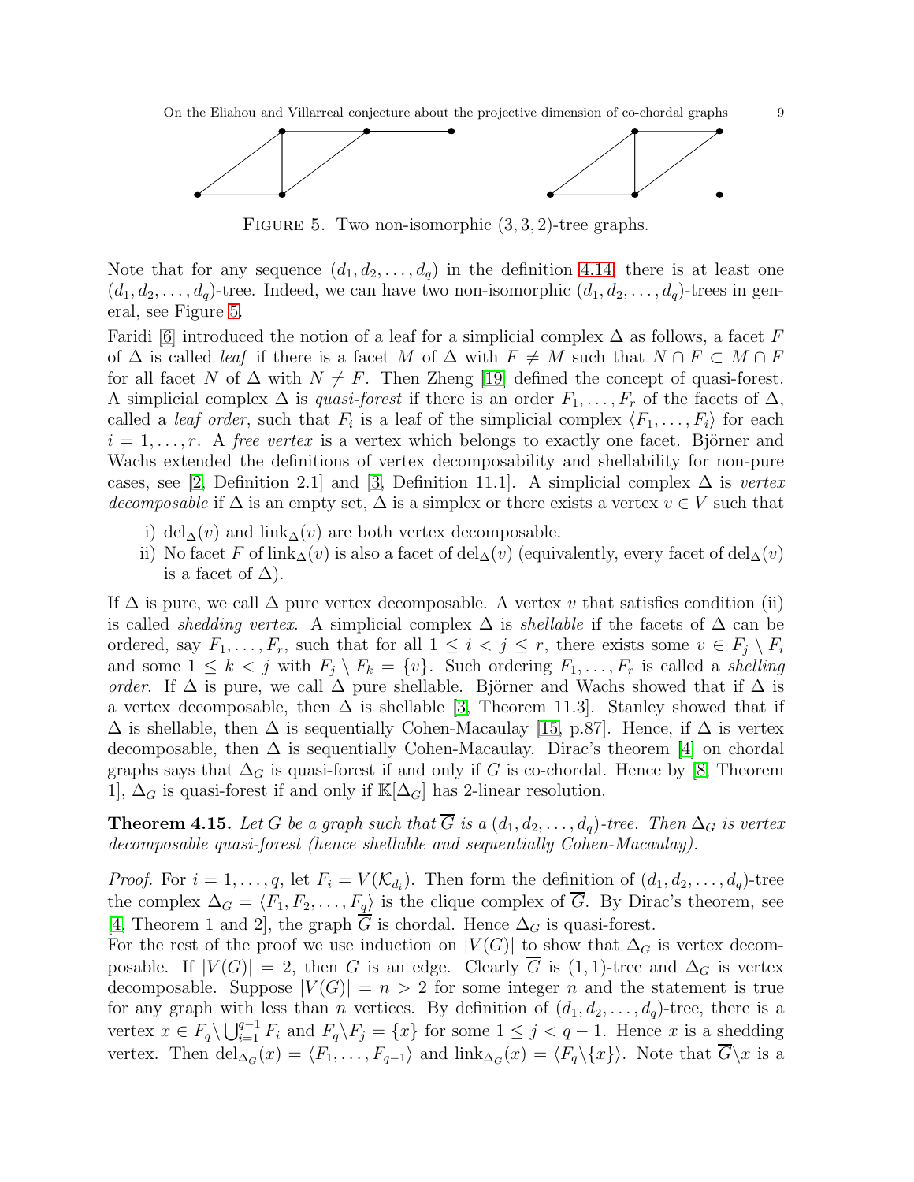FIGURE 5. Two non-isomorphic $(3, 3, 2)$-tree graphs.

Note that for any sequence $(d_1, d_2, \dots, d_q)$ in the definition 4.14, there is at least one $(d_1, d_2, \dots, d_q)$-tree. Indeed, we can have two non-isomorphic $(d_1, d_2, \dots, d_q)$-trees in general, see Figure 5.

Faridi [6] introduced the notion of a leaf for a simplicial complex $\Delta$ as follows, a facet $F$ of $\Delta$ is called *leaf* if there is a facet $M$ of $\Delta$ with $F \neq M$ such that $N \cap F \subset M \cap F$ for all facet $N$ of $\Delta$ with $N \neq F$. Then Zheng [19] defined the concept of quasi-forest. A simplicial complex $\Delta$ is *quasi-forest* if there is an order $F_1, \dots, F_r$ of the facets of $\Delta$, called a *leaf order*, such that $F_i$ is a leaf of the simplicial complex $\langle F_1, \dots, F_i \rangle$ for each $i = 1, \dots, r$. A *free vertex* is a vertex which belongs to exactly one facet. Björner and Wachs extended the definitions of vertex decomposability and shellability for non-pure cases, see [2, Definition 2.1] and [3, Definition 11.1]. A simplicial complex $\Delta$ is *vertex decomposable* if $\Delta$ is an empty set, $\Delta$ is a simplex or there exists a vertex $v \in V$ such that

i) $\mathrm{del}_\Delta(v)$ and $\mathrm{link}_\Delta(v)$ are both vertex decomposable.
ii) No facet $F$ of $\mathrm{link}_\Delta(v)$ is also a facet of $\mathrm{del}_\Delta(v)$ (equivalently, every facet of $\mathrm{del}_\Delta(v)$ is a facet of $\Delta$).

If $\Delta$ is pure, we call $\Delta$ pure vertex decomposable. A vertex $v$ that satisfies condition (ii) is called *shedding vertex*. A simplicial complex $\Delta$ is *shellable* if the facets of $\Delta$ can be ordered, say $F_1, \dots, F_r$, such that for all $1 \leq i < j \leq r$, there exists some $v \in F_j \setminus F_i$ and some $1 \leq k < j$ with $F_j \setminus F_k = \{v\}$. Such ordering $F_1, \dots, F_r$ is called a *shelling order*. If $\Delta$ is pure, we call $\Delta$ pure shellable. Björner and Wachs showed that if $\Delta$ is a vertex decomposable, then $\Delta$ is shellable [3, Theorem 11.3]. Stanley showed that if $\Delta$ is shellable, then $\Delta$ is sequentially Cohen-Macaulay [15, p.87]. Hence, if $\Delta$ is vertex decomposable, then $\Delta$ is sequentially Cohen-Macaulay. Dirac's theorem [4] on chordal graphs says that $\Delta_G$ is quasi-forest if and only if $G$ is co-chordal. Hence by [8, Theorem 1], $\Delta_G$ is quasi-forest if and only if $\mathbb{K}[\Delta_G]$ has 2-linear resolution.

**Theorem 4.15.** *Let $G$ be a graph such that $\overline{G}$ is a $(d_1, d_2, \dots, d_q)$-tree. Then $\Delta_G$ is vertex decomposable quasi-forest (hence shellable and sequentially Cohen-Macaulay).*

*Proof.* For $i = 1, \dots, q$, let $F_i = V(\mathcal{K}_{d_i})$. Then form the definition of $(d_1, d_2, \dots, d_q)$-tree the complex $\Delta_G = \langle F_1, F_2, \dots, F_q \rangle$ is the clique complex of $\overline{G}$. By Dirac's theorem, see [4, Theorem 1 and 2], the graph $\overline{G}$ is chordal. Hence $\Delta_G$ is quasi-forest.

For the rest of the proof we use induction on $|V(G)|$ to show that $\Delta_G$ is vertex decomposable. If $|V(G)| = 2$, then $G$ is an edge. Clearly $\overline{G}$ is $(1, 1)$-tree and $\Delta_G$ is vertex decomposable. Suppose $|V(G)| = n > 2$ for some integer $n$ and the statement is true for any graph with less than $n$ vertices. By definition of $(d_1, d_2, \dots, d_q)$-tree, there is a vertex $x \in F_q \setminus \bigcup_{i=1}^{q-1} F_i$ and $F_q \setminus F_j = \{x\}$ for some $1 \leq j < q - 1$. Hence $x$ is a shedding vertex. Then $\mathrm{del}_{\Delta_G}(x) = \langle F_1, \dots, F_{q-1} \rangle$ and $\mathrm{link}_{\Delta_G}(x) = \langle F_q \setminus \{x\} \rangle$. Note that $\overline{G} \setminus x$ is a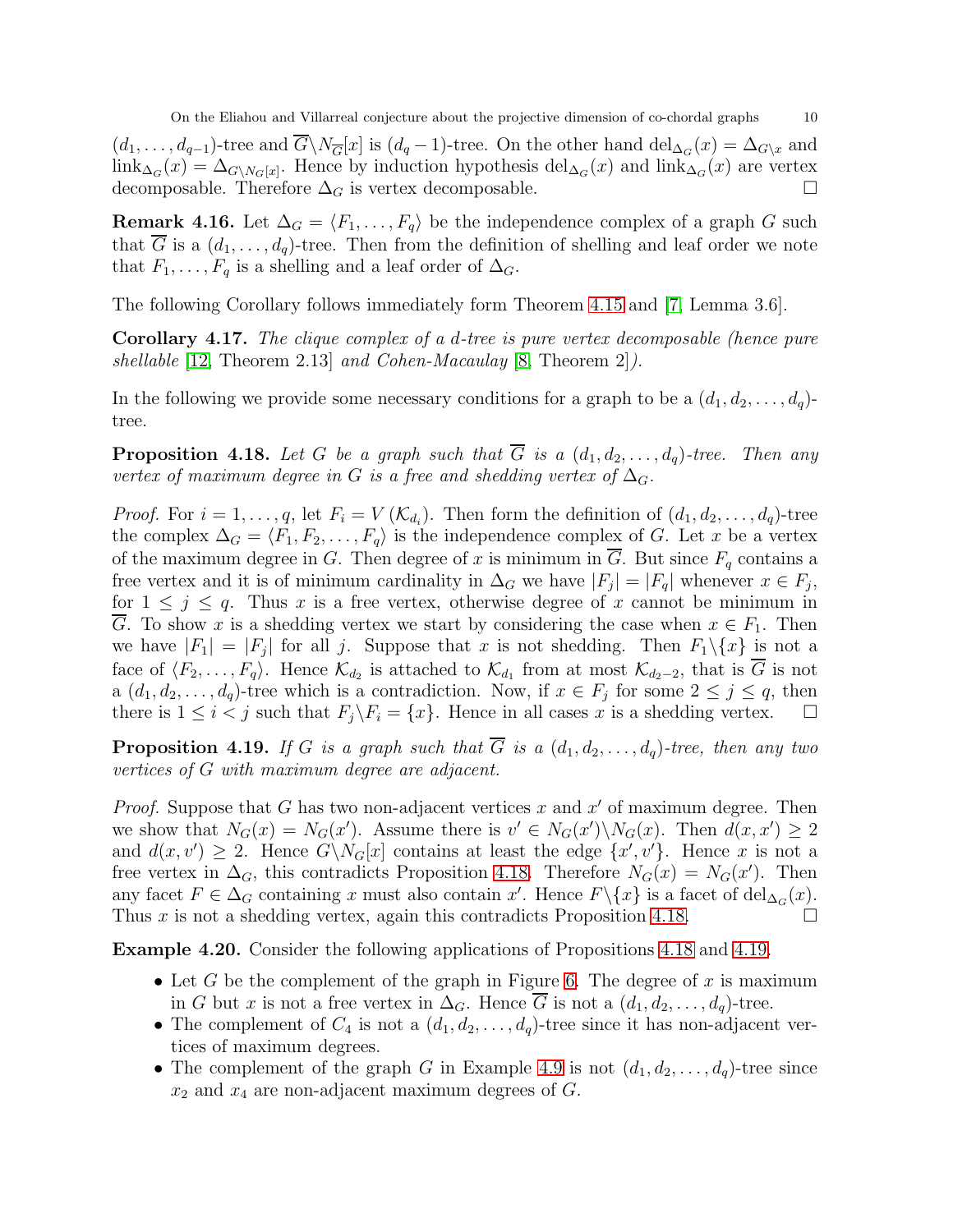$(d_1, \ldots, d_{q-1})$-tree and $\overline{G} \backslash N_{\overline{G}}[x]$ is $(d_q - 1)$-tree. On the other hand $\mathrm{del}_{\Delta_G}(x) = \Delta_{G \backslash x}$ and $\mathrm{link}_{\Delta_G}(x) = \Delta_{G \backslash N_G[x]}$. Hence by induction hypothesis $\mathrm{del}_{\Delta_G}(x)$ and $\mathrm{link}_{\Delta_G}(x)$ are vertex decomposable. Therefore $\Delta_G$ is vertex decomposable. □

**Remark 4.16.** Let $\Delta_G = \langle F_1, \ldots, F_q \rangle$ be the independence complex of a graph $G$ such that $\overline{G}$ is a $(d_1, \ldots, d_q)$-tree. Then from the definition of shelling and leaf order we note that $F_1, \ldots, F_q$ is a shelling and a leaf order of $\Delta_G$.

The following Corollary follows immediately form Theorem 4.15 and [7, Lemma 3.6].

**Corollary 4.17.** *The clique complex of a $d$-tree is pure vertex decomposable (hence pure shellable [12, Theorem 2.13] and Cohen-Macaulay [8, Theorem 2]).*

In the following we provide some necessary conditions for a graph to be a $(d_1, d_2, \ldots, d_q)$-tree.

**Proposition 4.18.** *Let $G$ be a graph such that $\overline{G}$ is a $(d_1, d_2, \ldots, d_q)$-tree. Then any vertex of maximum degree in $G$ is a free and shedding vertex of $\Delta_G$.*

*Proof.* For $i = 1, \ldots, q$, let $F_i = V(\mathcal{K}_{d_i})$. Then form the definition of $(d_1, d_2, \ldots, d_q)$-tree the complex $\Delta_G = \langle F_1, F_2, \ldots, F_q \rangle$ is the independence complex of $G$. Let $x$ be a vertex of the maximum degree in $G$. Then degree of $x$ is minimum in $\overline{G}$. But since $F_q$ contains a free vertex and it is of minimum cardinality in $\Delta_G$ we have $|F_j| = |F_q|$ whenever $x \in F_j$, for $1 \leq j \leq q$. Thus $x$ is a free vertex, otherwise degree of $x$ cannot be minimum in $\overline{G}$. To show $x$ is a shedding vertex we start by considering the case when $x \in F_1$. Then we have $|F_1| = |F_j|$ for all $j$. Suppose that $x$ is not shedding. Then $F_1 \backslash \{x\}$ is not a face of $\langle F_2, \ldots, F_q \rangle$. Hence $\mathcal{K}_{d_2}$ is attached to $\mathcal{K}_{d_1}$ from at most $\mathcal{K}_{d_2 - 2}$, that is $\overline{G}$ is not a $(d_1, d_2, \ldots, d_q)$-tree which is a contradiction. Now, if $x \in F_j$ for some $2 \leq j \leq q$, then there is $1 \leq i < j$ such that $F_j \backslash F_i = \{x\}$. Hence in all cases $x$ is a shedding vertex. □

**Proposition 4.19.** *If $G$ is a graph such that $\overline{G}$ is a $(d_1, d_2, \ldots, d_q)$-tree, then any two vertices of $G$ with maximum degree are adjacent.*

*Proof.* Suppose that $G$ has two non-adjacent vertices $x$ and $x'$ of maximum degree. Then we show that $N_G(x) = N_G(x')$. Assume there is $v' \in N_G(x') \backslash N_G(x)$. Then $d(x, x') \geq 2$ and $d(x, v') \geq 2$. Hence $G \backslash N_G[x]$ contains at least the edge $\{x', v'\}$. Hence $x$ is not a free vertex in $\Delta_G$, this contradicts Proposition 4.18. Therefore $N_G(x) = N_G(x')$. Then any facet $F \in \Delta_G$ containing $x$ must also contain $x'$. Hence $F \backslash \{x\}$ is a facet of $\mathrm{del}_{\Delta_G}(x)$. Thus $x$ is not a shedding vertex, again this contradicts Proposition 4.18. □

**Example 4.20.** Consider the following applications of Propositions 4.18 and 4.19.

- Let $G$ be the complement of the graph in Figure 6. The degree of $x$ is maximum in $G$ but $x$ is not a free vertex in $\Delta_G$. Hence $\overline{G}$ is not a $(d_1, d_2, \ldots, d_q)$-tree.
- The complement of $C_4$ is not a $(d_1, d_2, \ldots, d_q)$-tree since it has non-adjacent vertices of maximum degrees.
- The complement of the graph $G$ in Example 4.9 is not $(d_1, d_2, \ldots, d_q)$-tree since $x_2$ and $x_4$ are non-adjacent maximum degrees of $G$.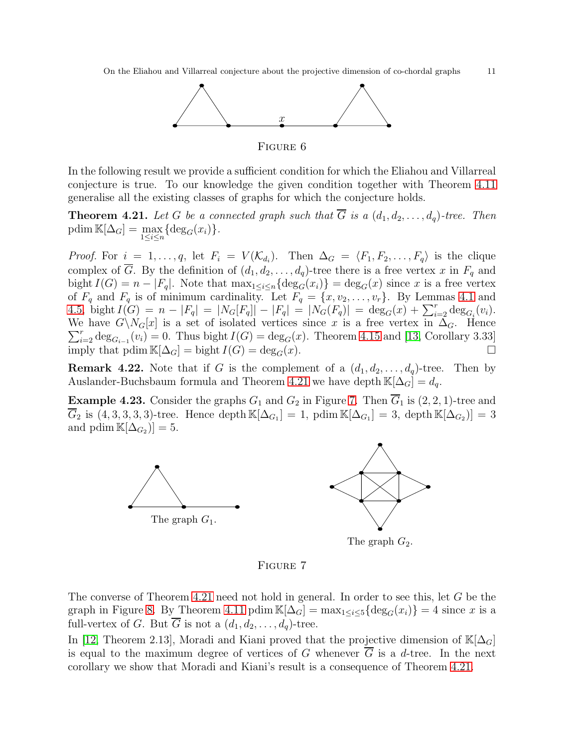FIGURE 6

In the following result we provide a sufficient condition for which the Eliahou and Villarreal conjecture is true. To our knowledge the given condition together with Theorem 4.11 generalise all the existing classes of graphs for which the conjecture holds.

**Theorem 4.21.** *Let $G$ be a connected graph such that $\overline{G}$ is a $(d_1, d_2, \ldots, d_q)$-tree. Then* $\operatorname{pdim} \mathbb{K}[\Delta_G] = \max\limits_{1 \leq i \leq n}\{\deg_G(x_i)\}$.

*Proof.* For $i = 1, \ldots, q$, let $F_i = V(\mathcal{K}_{d_i})$. Then $\Delta_G = \langle F_1, F_2, \ldots, F_q \rangle$ is the clique complex of $\overline{G}$. By the definition of $(d_1, d_2, \ldots, d_q)$-tree there is a free vertex $x$ in $F_q$ and $\operatorname{bight} I(G) = n - |F_q|$. Note that $\max_{1 \leq i \leq n}\{\deg_G(x_i)\} = \deg_G(x)$ since $x$ is a free vertex of $F_q$ and $F_q$ is of minimum cardinality. Let $F_q = \{x, v_2, \ldots, v_r\}$. By Lemmas 4.1 and 4.5, $\operatorname{bight} I(G) = n - |F_q| = |N_G[F_q]| - |F_q| = |N_G(F_q)| = \deg_G(x) + \sum_{i=2}^{r} \deg_{G_i}(v_i)$. We have $G \backslash N_G[x]$ is a set of isolated vertices since $x$ is a free vertex in $\Delta_G$. Hence $\sum_{i=2}^{r} \deg_{G_{i-1}}(v_i) = 0$. Thus $\operatorname{bight} I(G) = \deg_G(x)$. Theorem 4.15 and [13, Corollary 3.33] imply that $\operatorname{pdim} \mathbb{K}[\Delta_G] = \operatorname{bight} I(G) = \deg_G(x)$. $\square$

**Remark 4.22.** Note that if $G$ is the complement of a $(d_1, d_2, \ldots, d_q)$-tree. Then by Auslander-Buchsbaum formula and Theorem 4.21 we have $\operatorname{depth} \mathbb{K}[\Delta_G] = d_q$.

**Example 4.23.** Consider the graphs $G_1$ and $G_2$ in Figure 7. Then $\overline{G}_1$ is $(2, 2, 1)$-tree and $\overline{G}_2$ is $(4, 3, 3, 3, 3)$-tree. Hence $\operatorname{depth} \mathbb{K}[\Delta_{G_1}] = 1$, $\operatorname{pdim} \mathbb{K}[\Delta_{G_1}] = 3$, $\operatorname{depth} \mathbb{K}[\Delta_{G_2})] = 3$ and $\operatorname{pdim} \mathbb{K}[\Delta_{G_2})] = 5$.

The graph $G_1$.

The graph $G_2$.

FIGURE 7

The converse of Theorem 4.21 need not hold in general. In order to see this, let $G$ be the graph in Figure 8. By Theorem 4.11 $\operatorname{pdim} \mathbb{K}[\Delta_G] = \max_{1 \leq i \leq 5}\{\deg_G(x_i)\} = 4$ since $x$ is a full-vertex of $G$. But $\overline{G}$ is not a $(d_1, d_2, \ldots, d_q)$-tree.

In [12, Theorem 2.13], Moradi and Kiani proved that the projective dimension of $\mathbb{K}[\Delta_G]$ is equal to the maximum degree of vertices of $G$ whenever $\overline{G}$ is a $d$-tree. In the next corollary we show that Moradi and Kiani's result is a consequence of Theorem 4.21.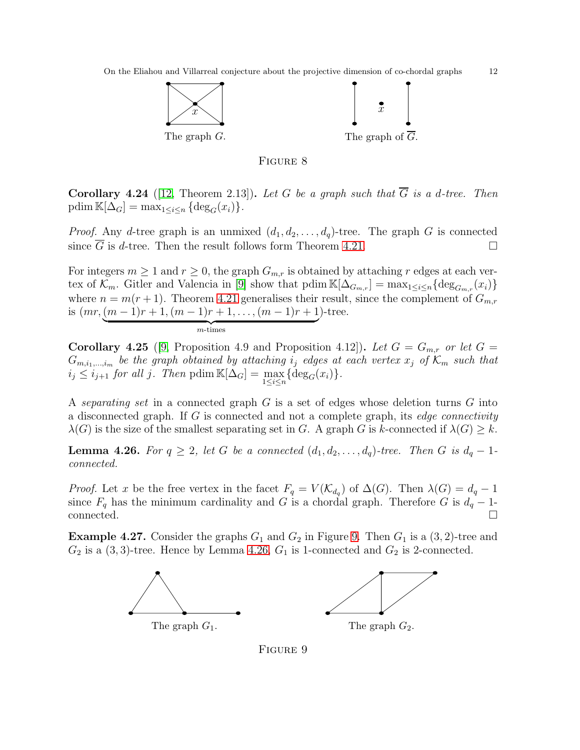The graph $G$. The graph of $\overline{G}$.

Figure 8

**Corollary 4.24** ([12, Theorem 2.13]). *Let $G$ be a graph such that $\overline{G}$ is a $d$-tree. Then* $\operatorname{pdim} \mathbb{K}[\Delta_G] = \max_{1\leq i\leq n} \{\deg_G(x_i)\}$.

*Proof.* Any $d$-tree graph is an unmixed $(d_1, d_2, \ldots, d_q)$-tree. The graph $G$ is connected since $\overline{G}$ is $d$-tree. Then the result follows form Theorem 4.21. □

For integers $m \geq 1$ and $r \geq 0$, the graph $G_{m,r}$ is obtained by attaching $r$ edges at each vertex of $\mathcal{K}_m$. Gitler and Valencia in [9] show that $\operatorname{pdim} \mathbb{K}[\Delta_{G_{m,r}}] = \max_{1\leq i\leq n}\{\deg_{G_{m,r}}(x_i)\}$ where $n = m(r+1)$. Theorem 4.21 generalises their result, since the complement of $G_{m,r}$ is $(mr, \underbrace{(m-1)r+1, (m-1)r+1, \ldots, (m-1)r+1}_{m\text{-times}})$-tree.

**Corollary 4.25** ([9, Proposition 4.9 and Proposition 4.12]). *Let $G = G_{m,r}$ or let $G = G_{m,i_1,\ldots,i_m}$ be the graph obtained by attaching $i_j$ edges at each vertex $x_j$ of $\mathcal{K}_m$ such that $i_j \leq i_{j+1}$ for all $j$. Then* $\operatorname{pdim} \mathbb{K}[\Delta_G] = \max\limits_{1\leq i\leq n}\{\deg_G(x_i)\}$.

A *separating set* in a connected graph $G$ is a set of edges whose deletion turns $G$ into a disconnected graph. If $G$ is connected and not a complete graph, its *edge connectivity* $\lambda(G)$ is the size of the smallest separating set in $G$. A graph $G$ is $k$-connected if $\lambda(G) \geq k$.

**Lemma 4.26.** *For $q \geq 2$, let $G$ be a connected $(d_1, d_2, \ldots, d_q)$-tree. Then $G$ is $d_q - 1$-connected.*

*Proof.* Let $x$ be the free vertex in the facet $F_q = V(\mathcal{K}_{d_q})$ of $\Delta(G)$. Then $\lambda(G) = d_q - 1$ since $F_q$ has the minimum cardinality and $G$ is a chordal graph. Therefore $G$ is $d_q - 1$-connected. □

**Example 4.27.** Consider the graphs $G_1$ and $G_2$ in Figure 9. Then $G_1$ is a $(3, 2)$-tree and $G_2$ is a $(3, 3)$-tree. Hence by Lemma 4.26, $G_1$ is 1-connected and $G_2$ is 2-connected.

The graph $G_1$. The graph $G_2$.

Figure 9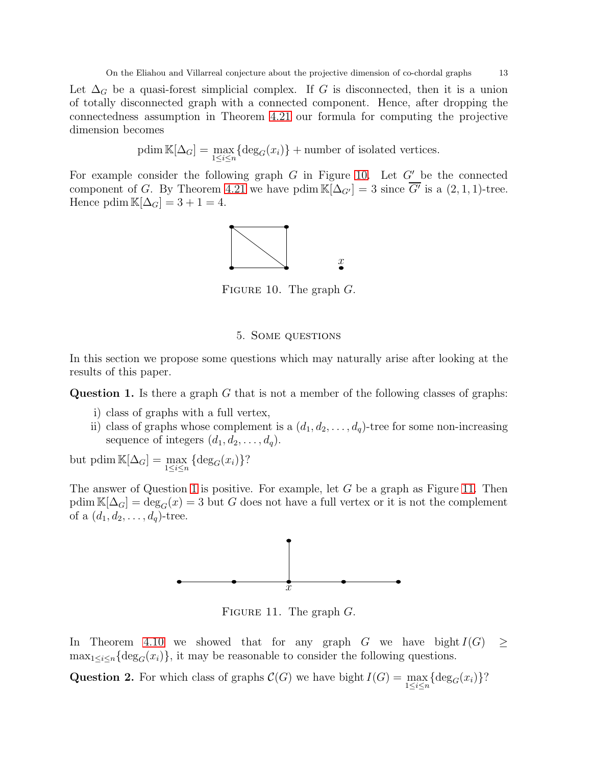Let $\Delta_G$ be a quasi-forest simplicial complex. If $G$ is disconnected, then it is a union of totally disconnected graph with a connected component. Hence, after dropping the connectedness assumption in Theorem 4.21 our formula for computing the projective dimension becomes

$$\operatorname{pdim} \mathbb{K}[\Delta_G] = \max_{1 \leq i \leq n} \{\deg_G(x_i)\} + \text{number of isolated vertices.}$$

For example consider the following graph $G$ in Figure 10. Let $G'$ be the connected component of $G$. By Theorem 4.21 we have $\operatorname{pdim} \mathbb{K}[\Delta_{G'}] = 3$ since $\overline{G'}$ is a $(2, 1, 1)$-tree. Hence $\operatorname{pdim} \mathbb{K}[\Delta_G] = 3 + 1 = 4$.

Figure 10. The graph $G$.

## 5. Some questions

In this section we propose some questions which may naturally arise after looking at the results of this paper.

**Question 1.** Is there a graph $G$ that is not a member of the following classes of graphs:

i) class of graphs with a full vertex,
ii) class of graphs whose complement is a $(d_1, d_2, \ldots, d_q)$-tree for some non-increasing sequence of integers $(d_1, d_2, \ldots, d_q)$.

but $\operatorname{pdim} \mathbb{K}[\Delta_G] = \max_{1 \leq i \leq n} \{\deg_G(x_i)\}$?

The answer of Question 1 is positive. For example, let $G$ be a graph as Figure 11. Then $\operatorname{pdim} \mathbb{K}[\Delta_G] = \deg_G(x) = 3$ but $G$ does not have a full vertex or it is not the complement of a $(d_1, d_2, \ldots, d_q)$-tree.

Figure 11. The graph $G$.

In Theorem 4.10 we showed that for any graph $G$ we have $\operatorname{bight} I(G) \geq \max_{1 \leq i \leq n}\{\deg_G(x_i)\}$, it may be reasonable to consider the following questions.

**Question 2.** For which class of graphs $\mathcal{C}(G)$ we have $\operatorname{bight} I(G) = \max_{1 \leq i \leq n}\{\deg_G(x_i)\}$?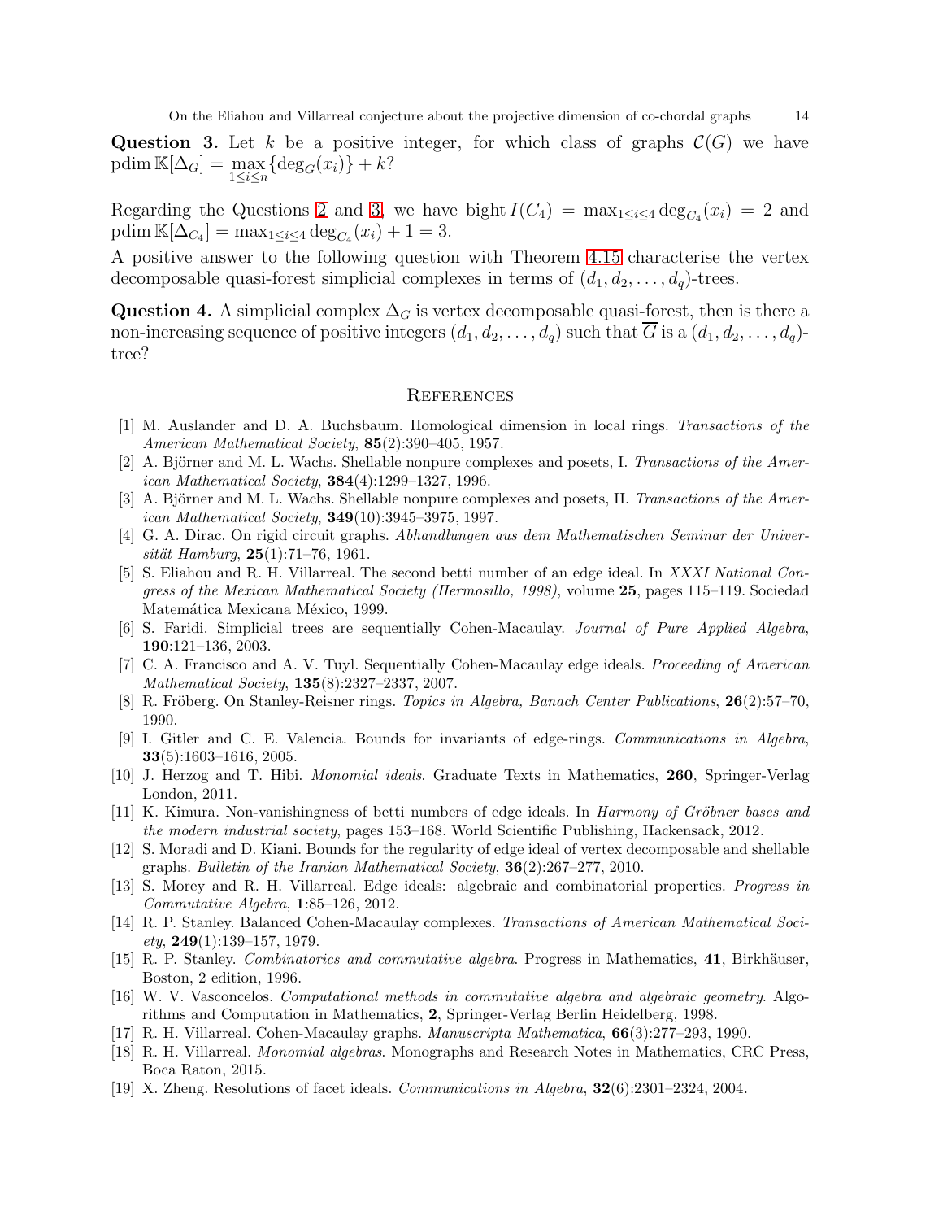**Question 3.** Let $k$ be a positive integer, for which class of graphs $\mathcal{C}(G)$ we have $\operatorname{pdim} \mathbb{K}[\Delta_G] = \max_{1 \leq i \leq n} \{\deg_G(x_i)\} + k$?

Regarding the Questions 2 and 3, we have $\operatorname{bight} I(C_4) = \max_{1 \leq i \leq 4} \deg_{C_4}(x_i) = 2$ and $\operatorname{pdim} \mathbb{K}[\Delta_{C_4}] = \max_{1 \leq i \leq 4} \deg_{C_4}(x_i) + 1 = 3$.

A positive answer to the following question with Theorem 4.15 characterise the vertex decomposable quasi-forest simplicial complexes in terms of $(d_1, d_2, \ldots, d_q)$-trees.

**Question 4.** A simplicial complex $\Delta_G$ is vertex decomposable quasi-forest, then is there a non-increasing sequence of positive integers $(d_1, d_2, \ldots, d_q)$ such that $\overline{G}$ is a $(d_1, d_2, \ldots, d_q)$-tree?

## References

[1] M. Auslander and D. A. Buchsbaum. Homological dimension in local rings. *Transactions of the American Mathematical Society*, **85**(2):390–405, 1957.

[2] A. Björner and M. L. Wachs. Shellable nonpure complexes and posets, I. *Transactions of the American Mathematical Society*, **384**(4):1299–1327, 1996.

[3] A. Björner and M. L. Wachs. Shellable nonpure complexes and posets, II. *Transactions of the American Mathematical Society*, **349**(10):3945–3975, 1997.

[4] G. A. Dirac. On rigid circuit graphs. *Abhandlungen aus dem Mathematischen Seminar der Universität Hamburg*, **25**(1):71–76, 1961.

[5] S. Eliahou and R. H. Villarreal. The second betti number of an edge ideal. In *XXXI National Congress of the Mexican Mathematical Society (Hermosillo, 1998)*, volume **25**, pages 115–119. Sociedad Matemática Mexicana México, 1999.

[6] S. Faridi. Simplicial trees are sequentially Cohen-Macaulay. *Journal of Pure Applied Algebra*, **190**:121–136, 2003.

[7] C. A. Francisco and A. V. Tuyl. Sequentially Cohen-Macaulay edge ideals. *Proceeding of American Mathematical Society*, **135**(8):2327–2337, 2007.

[8] R. Fröberg. On Stanley-Reisner rings. *Topics in Algebra, Banach Center Publications*, **26**(2):57–70, 1990.

[9] I. Gitler and C. E. Valencia. Bounds for invariants of edge-rings. *Communications in Algebra*, **33**(5):1603–1616, 2005.

[10] J. Herzog and T. Hibi. *Monomial ideals*. Graduate Texts in Mathematics, **260**, Springer-Verlag London, 2011.

[11] K. Kimura. Non-vanishingness of betti numbers of edge ideals. In *Harmony of Gröbner bases and the modern industrial society*, pages 153–168. World Scientific Publishing, Hackensack, 2012.

[12] S. Moradi and D. Kiani. Bounds for the regularity of edge ideal of vertex decomposable and shellable graphs. *Bulletin of the Iranian Mathematical Society*, **36**(2):267–277, 2010.

[13] S. Morey and R. H. Villarreal. Edge ideals: algebraic and combinatorial properties. *Progress in Commutative Algebra*, **1**:85–126, 2012.

[14] R. P. Stanley. Balanced Cohen-Macaulay complexes. *Transactions of American Mathematical Society*, **249**(1):139–157, 1979.

[15] R. P. Stanley. *Combinatorics and commutative algebra*. Progress in Mathematics, **41**, Birkhäuser, Boston, 2 edition, 1996.

[16] W. V. Vasconcelos. *Computational methods in commutative algebra and algebraic geometry*. Algorithms and Computation in Mathematics, **2**, Springer-Verlag Berlin Heidelberg, 1998.

[17] R. H. Villarreal. Cohen-Macaulay graphs. *Manuscripta Mathematica*, **66**(3):277–293, 1990.

[18] R. H. Villarreal. *Monomial algebras*. Monographs and Research Notes in Mathematics, CRC Press, Boca Raton, 2015.

[19] X. Zheng. Resolutions of facet ideals. *Communications in Algebra*, **32**(6):2301–2324, 2004.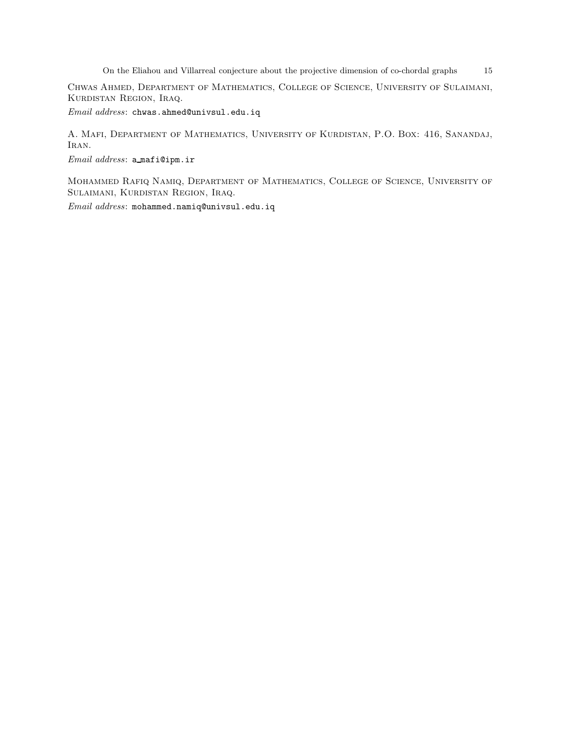Chwas Ahmed, Department of Mathematics, College of Science, University of Sulaimani, Kurdistan Region, Iraq.

*Email address*: chwas.ahmed@univsul.edu.iq

A. Mafi, Department of Mathematics, University of Kurdistan, P.O. Box: 416, Sanandaj, Iran.

*Email address*: a_mafi@ipm.ir

Mohammed Rafiq Namiq, Department of Mathematics, College of Science, University of Sulaimani, Kurdistan Region, Iraq.

*Email address*: mohammed.namiq@univsul.edu.iq